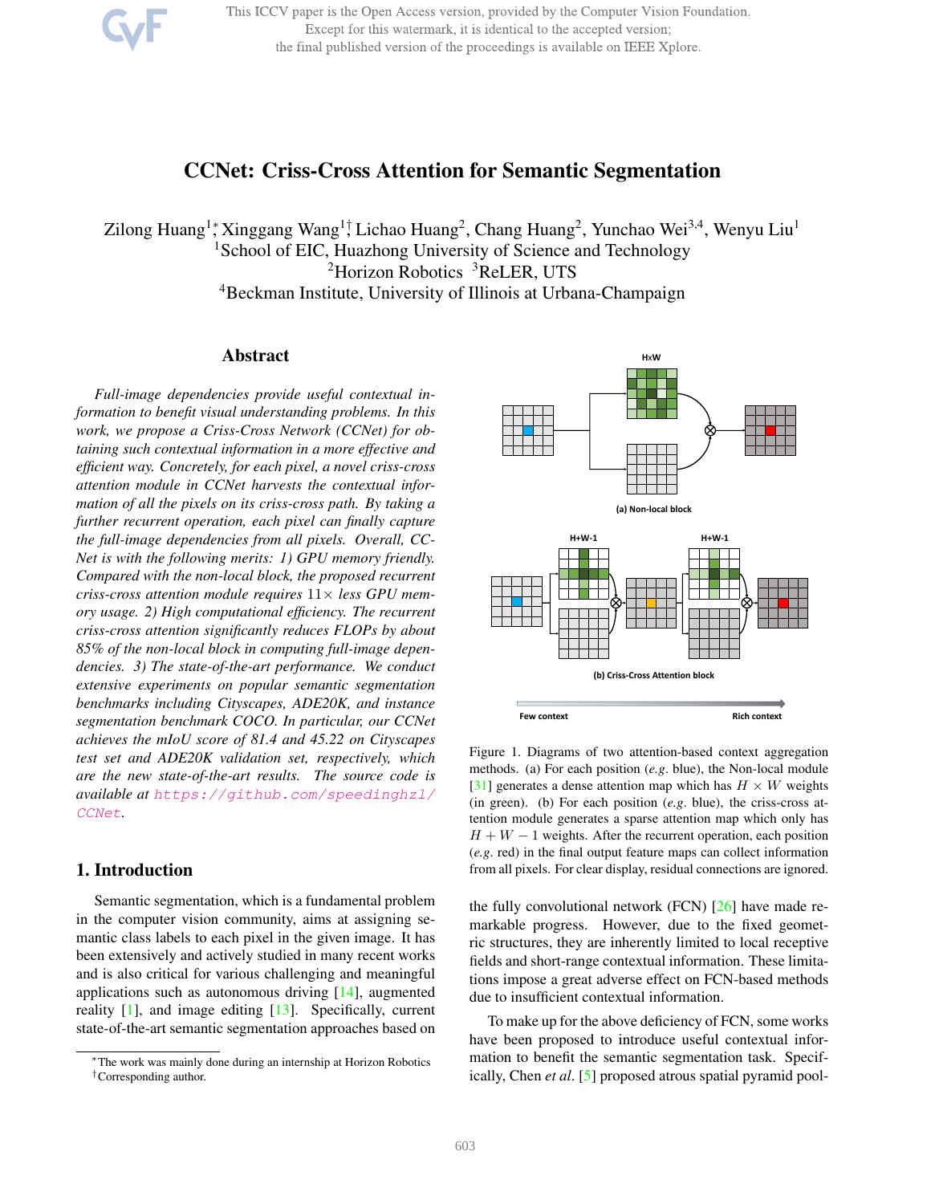# CCNet: Criss-Cross Attention for Semantic Segmentation

Zilong Huang[1*], Xinggang Wang[1†], Lichao Huang[2], Chang Huang[2], Yunchao Wei[3,4], Wenyu Liu[1]
[1]School of EIC, Huazhong University of Science and Technology
[2]Horizon Robotics [3]ReLER, UTS
[4]Beckman Institute, University of Illinois at Urbana-Champaign

## Abstract

*Full-image dependencies provide useful contextual information to benefit visual understanding problems. In this work, we propose a Criss-Cross Network (CCNet) for obtaining such contextual information in a more effective and efficient way. Concretely, for each pixel, a novel criss-cross attention module in CCNet harvests the contextual information of all the pixels on its criss-cross path. By taking a further recurrent operation, each pixel can finally capture the full-image dependencies from all pixels. Overall, CCNet is with the following merits: 1) GPU memory friendly. Compared with the non-local block, the proposed recurrent criss-cross attention module requires $11\times$ less GPU memory usage. 2) High computational efficiency. The recurrent criss-cross attention significantly reduces FLOPs by about 85% of the non-local block in computing full-image dependencies. 3) The state-of-the-art performance. We conduct extensive experiments on popular semantic segmentation benchmarks including Cityscapes, ADE20K, and instance segmentation benchmark COCO. In particular, our CCNet achieves the mIoU score of 81.4 and 45.22 on Cityscapes test set and ADE20K validation set, respectively, which are the new state-of-the-art results. The source code is available at https://github.com/speedinghzl/CCNet.*

## 1. Introduction

Semantic segmentation, which is a fundamental problem in the computer vision community, aims at assigning semantic class labels to each pixel in the given image. It has been extensively and actively studied in many recent works and is also critical for various challenging and meaningful applications such as autonomous driving [14], augmented reality [1], and image editing [13]. Specifically, current state-of-the-art semantic segmentation approaches based on the fully convolutional network (FCN) [26] have made remarkable progress. However, due to the fixed geometric structures, they are inherently limited to local receptive fields and short-range contextual information. These limitations impose a great adverse effect on FCN-based methods due to insufficient contextual information.

Figure 1. Diagrams of two attention-based context aggregation methods. (a) For each position (*e.g.* blue), the Non-local module [31] generates a dense attention map which has $H \times W$ weights (in green). (b) For each position (*e.g.* blue), the criss-cross attention module generates a sparse attention map which only has $H + W - 1$ weights. After the recurrent operation, each position (*e.g.* red) in the final output feature maps can collect information from all pixels. For clear display, residual connections are ignored.

To make up for the above deficiency of FCN, some works have been proposed to introduce useful contextual information to benefit the semantic segmentation task. Specifically, Chen *et al*. [5] proposed atrous spatial pyramid pool-

*The work was mainly done during an internship at Horizon Robotics
†Corresponding author.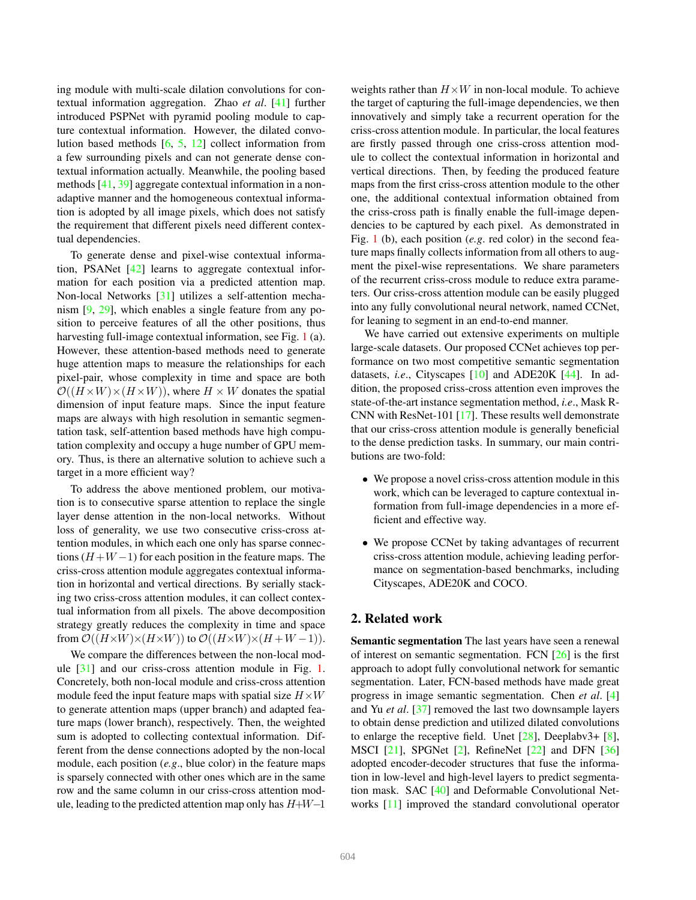ing module with multi-scale dilation convolutions for contextual information aggregation. Zhao *et al*. [41] further introduced PSPNet with pyramid pooling module to capture contextual information. However, the dilated convolution based methods [6, 5, 12] collect information from a few surrounding pixels and can not generate dense contextual information actually. Meanwhile, the pooling based methods [41, 39] aggregate contextual information in a non-adaptive manner and the homogeneous contextual information is adopted by all image pixels, which does not satisfy the requirement that different pixels need different contextual dependencies.

To generate dense and pixel-wise contextual information, PSANet [42] learns to aggregate contextual information for each position via a predicted attention map. Non-local Networks [31] utilizes a self-attention mechanism [9, 29], which enables a single feature from any position to perceive features of all the other positions, thus harvesting full-image contextual information, see Fig. 1 (a). However, these attention-based methods need to generate huge attention maps to measure the relationships for each pixel-pair, whose complexity in time and space are both $\mathcal{O}((H \times W) \times (H \times W))$, where $H \times W$ donates the spatial dimension of input feature maps. Since the input feature maps are always with high resolution in semantic segmentation task, self-attention based methods have high computation complexity and occupy a huge number of GPU memory. Thus, is there an alternative solution to achieve such a target in a more efficient way?

To address the above mentioned problem, our motivation is to consecutive sparse attention to replace the single layer dense attention in the non-local networks. Without loss of generality, we use two consecutive criss-cross attention modules, in which each one only has sparse connections $(H+W-1)$ for each position in the feature maps. The criss-cross attention module aggregates contextual information in horizontal and vertical directions. By serially stacking two criss-cross attention modules, it can collect contextual information from all pixels. The above decomposition strategy greatly reduces the complexity in time and space from $\mathcal{O}((H \times W) \times (H \times W))$ to $\mathcal{O}((H \times W) \times (H+W-1))$.

We compare the differences between the non-local module [31] and our criss-cross attention module in Fig. 1. Concretely, both non-local module and criss-cross attention module feed the input feature maps with spatial size $H \times W$ to generate attention maps (upper branch) and adapted feature maps (lower branch), respectively. Then, the weighted sum is adopted to collecting contextual information. Different from the dense connections adopted by the non-local module, each position (*e.g*., blue color) in the feature maps is sparsely connected with other ones which are in the same row and the same column in our criss-cross attention module, leading to the predicted attention map only has $H$+$W$–1 weights rather than $H \times W$ in non-local module. To achieve the target of capturing the full-image dependencies, we then innovatively and simply take a recurrent operation for the criss-cross attention module. In particular, the local features are firstly passed through one criss-cross attention module to collect the contextual information in horizontal and vertical directions. Then, by feeding the produced feature maps from the first criss-cross attention module to the other one, the additional contextual information obtained from the criss-cross path is finally enable the full-image dependencies to be captured by each pixel. As demonstrated in Fig. 1 (b), each position (*e.g*. red color) in the second feature maps finally collects information from all others to augment the pixel-wise representations. We share parameters of the recurrent criss-cross module to reduce extra parameters. Our criss-cross attention module can be easily plugged into any fully convolutional neural network, named CCNet, for leaning to segment in an end-to-end manner.

We have carried out extensive experiments on multiple large-scale datasets. Our proposed CCNet achieves top performance on two most competitive semantic segmentation datasets, *i.e*., Cityscapes [10] and ADE20K [44]. In addition, the proposed criss-cross attention even improves the state-of-the-art instance segmentation method, *i.e*., Mask R-CNN with ResNet-101 [17]. These results well demonstrate that our criss-cross attention module is generally beneficial to the dense prediction tasks. In summary, our main contributions are two-fold:

- We propose a novel criss-cross attention module in this work, which can be leveraged to capture contextual information from full-image dependencies in a more efficient and effective way.
- We propose CCNet by taking advantages of recurrent criss-cross attention module, achieving leading performance on segmentation-based benchmarks, including Cityscapes, ADE20K and COCO.

## 2. Related work

**Semantic segmentation** The last years have seen a renewal of interest on semantic segmentation. FCN [26] is the first approach to adopt fully convolutional network for semantic segmentation. Later, FCN-based methods have made great progress in image semantic segmentation. Chen *et al*. [4] and Yu *et al*. [37] removed the last two downsample layers to obtain dense prediction and utilized dilated convolutions to enlarge the receptive field. Unet [28], Deeplabv3+ [8], MSCI [21], SPGNet [2], RefineNet [22] and DFN [36] adopted encoder-decoder structures that fuse the information in low-level and high-level layers to predict segmentation mask. SAC [40] and Deformable Convolutional Networks [11] improved the standard convolutional operator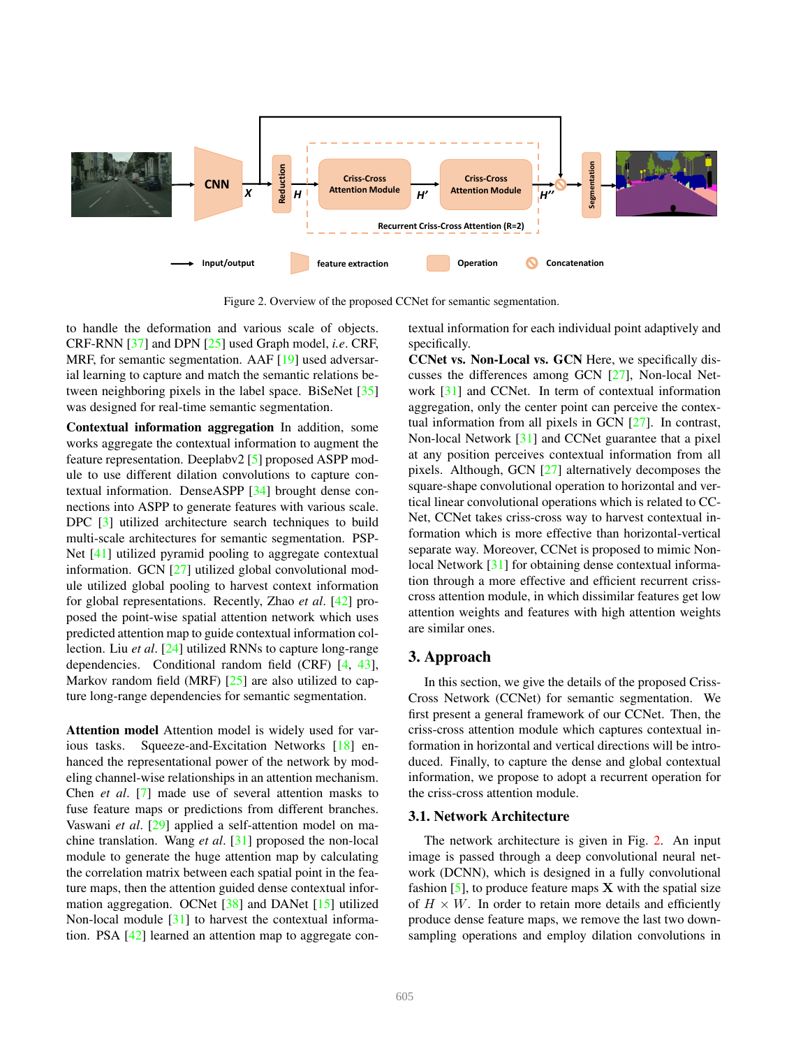Figure 2. Overview of the proposed CCNet for semantic segmentation.

to handle the deformation and various scale of objects. CRF-RNN [37] and DPN [25] used Graph model, *i.e*. CRF, MRF, for semantic segmentation. AAF [19] used adversarial learning to capture and match the semantic relations between neighboring pixels in the label space. BiSeNet [35] was designed for real-time semantic segmentation.

**Contextual information aggregation** In addition, some works aggregate the contextual information to augment the feature representation. Deeplabv2 [5] proposed ASPP module to use different dilation convolutions to capture contextual information. DenseASPP [34] brought dense connections into ASPP to generate features with various scale. DPC [3] utilized architecture search techniques to build multi-scale architectures for semantic segmentation. PSPNet [41] utilized pyramid pooling to aggregate contextual information. GCN [27] utilized global convolutional module utilized global pooling to harvest context information for global representations. Recently, Zhao *et al*. [42] proposed the point-wise spatial attention network which uses predicted attention map to guide contextual information collection. Liu *et al*. [24] utilized RNNs to capture long-range dependencies. Conditional random field (CRF) [4, 43], Markov random field (MRF) [25] are also utilized to capture long-range dependencies for semantic segmentation.

**Attention model** Attention model is widely used for various tasks. Squeeze-and-Excitation Networks [18] enhanced the representational power of the network by modeling channel-wise relationships in an attention mechanism. Chen *et al*. [7] made use of several attention masks to fuse feature maps or predictions from different branches. Vaswani *et al*. [29] applied a self-attention model on machine translation. Wang *et al*. [31] proposed the non-local module to generate the huge attention map by calculating the correlation matrix between each spatial point in the feature maps, then the attention guided dense contextual information aggregation. OCNet [38] and DANet [15] utilized Non-local module [31] to harvest the contextual information. PSA [42] learned an attention map to aggregate contextual information for each individual point adaptively and specifically.

**CCNet vs. Non-Local vs. GCN** Here, we specifically discusses the differences among GCN [27], Non-local Network [31] and CCNet. In term of contextual information aggregation, only the center point can perceive the contextual information from all pixels in GCN [27]. In contrast, Non-local Network [31] and CCNet guarantee that a pixel at any position perceives contextual information from all pixels. Although, GCN [27] alternatively decomposes the square-shape convolutional operation to horizontal and vertical linear convolutional operations which is related to CCNet, CCNet takes criss-cross way to harvest contextual information which is more effective than horizontal-vertical separate way. Moreover, CCNet is proposed to mimic Non-local Network [31] for obtaining dense contextual information through a more effective and efficient recurrent criss-cross attention module, in which dissimilar features get low attention weights and features with high attention weights are similar ones.

## 3. Approach

In this section, we give the details of the proposed Criss-Cross Network (CCNet) for semantic segmentation. We first present a general framework of our CCNet. Then, the criss-cross attention module which captures contextual information in horizontal and vertical directions will be introduced. Finally, to capture the dense and global contextual information, we propose to adopt a recurrent operation for the criss-cross attention module.

### 3.1. Network Architecture

The network architecture is given in Fig. 2. An input image is passed through a deep convolutional neural network (DCNN), which is designed in a fully convolutional fashion [5], to produce feature maps $\mathbf{X}$ with the spatial size of $H \times W$. In order to retain more details and efficiently produce dense feature maps, we remove the last two down-sampling operations and employ dilation convolutions in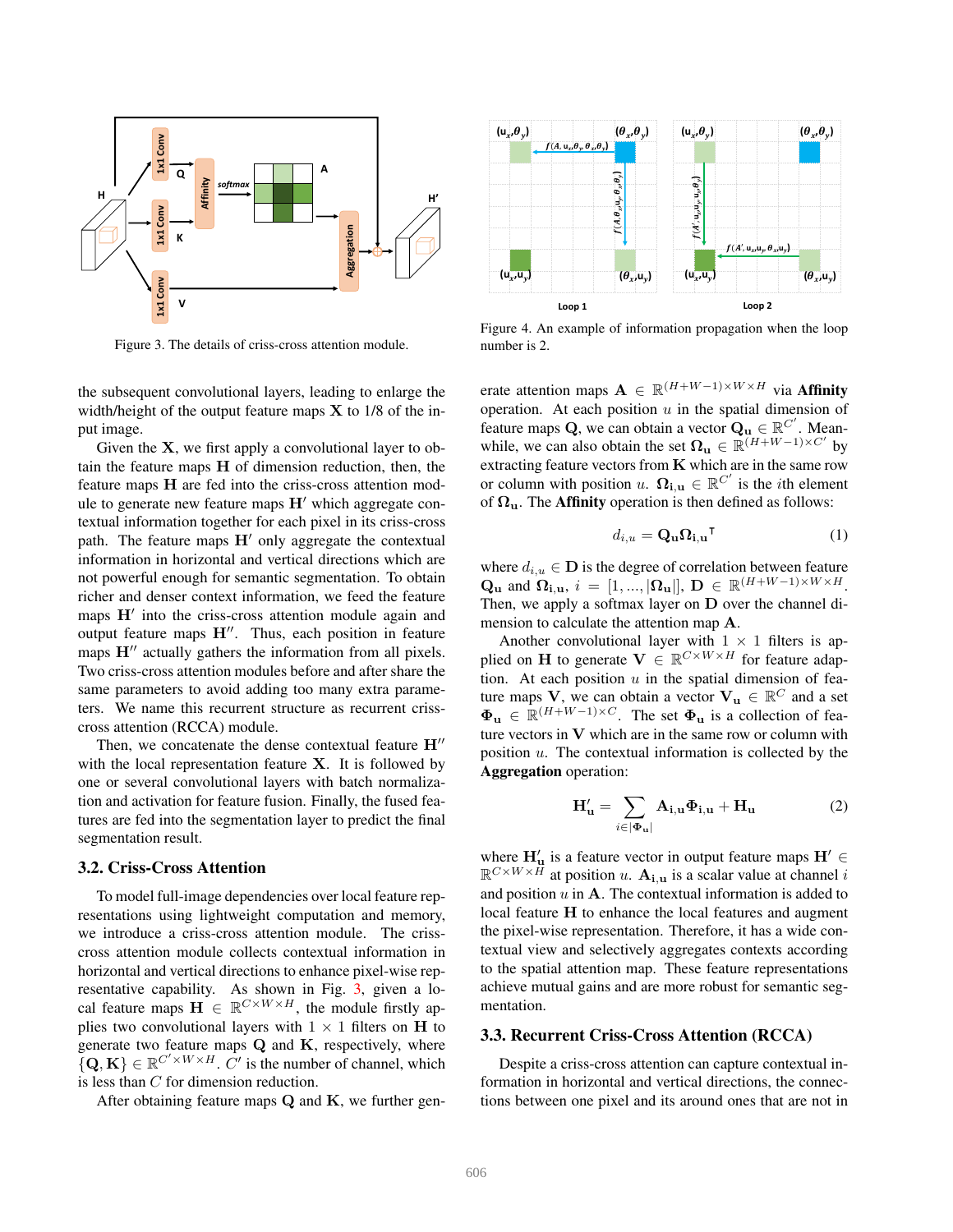Figure 3. The details of criss-cross attention module.

Figure 4. An example of information propagation when the loop number is 2.

the subsequent convolutional layers, leading to enlarge the width/height of the output feature maps $\mathbf{X}$ to 1/8 of the input image.

Given the $\mathbf{X}$, we first apply a convolutional layer to obtain the feature maps $\mathbf{H}$ of dimension reduction, then, the feature maps $\mathbf{H}$ are fed into the criss-cross attention module to generate new feature maps $\mathbf{H}'$ which aggregate contextual information together for each pixel in its criss-cross path. The feature maps $\mathbf{H}'$ only aggregate the contextual information in horizontal and vertical directions which are not powerful enough for semantic segmentation. To obtain richer and denser context information, we feed the feature maps $\mathbf{H}'$ into the criss-cross attention module again and output feature maps $\mathbf{H}''$. Thus, each position in feature maps $\mathbf{H}''$ actually gathers the information from all pixels. Two criss-cross attention modules before and after share the same parameters to avoid adding too many extra parameters. We name this recurrent structure as recurrent criss-cross attention (RCCA) module.

Then, we concatenate the dense contextual feature $\mathbf{H}''$ with the local representation feature $\mathbf{X}$. It is followed by one or several convolutional layers with batch normalization and activation for feature fusion. Finally, the fused features are fed into the segmentation layer to predict the final segmentation result.

### 3.2. Criss-Cross Attention

To model full-image dependencies over local feature representations using lightweight computation and memory, we introduce a criss-cross attention module. The criss-cross attention module collects contextual information in horizontal and vertical directions to enhance pixel-wise representative capability. As shown in Fig. 3, given a local feature maps $\mathbf{H} \in \mathbb{R}^{C \times W \times H}$, the module firstly applies two convolutional layers with $1 \times 1$ filters on $\mathbf{H}$ to generate two feature maps $\mathbf{Q}$ and $\mathbf{K}$, respectively, where $\{\mathbf{Q}, \mathbf{K}\} \in \mathbb{R}^{C' \times W \times H}$. $C'$ is the number of channel, which is less than $C$ for dimension reduction.

After obtaining feature maps $\mathbf{Q}$ and $\mathbf{K}$, we further generate attention maps $\mathbf{A} \in \mathbb{R}^{(H+W-1) \times W \times H}$ via **Affinity** operation. At each position $u$ in the spatial dimension of feature maps $\mathbf{Q}$, we can obtain a vector $\mathbf{Q_u} \in \mathbb{R}^{C'}$. Meanwhile, we can also obtain the set $\mathbf{\Omega_u} \in \mathbb{R}^{(H+W-1) \times C'}$ by extracting feature vectors from $\mathbf{K}$ which are in the same row or column with position $u$. $\mathbf{\Omega_{i,u}} \in \mathbb{R}^{C'}$ is the $i$th element of $\mathbf{\Omega_u}$. The **Affinity** operation is then defined as follows:

$$d_{i,u} = \mathbf{Q_u} \mathbf{\Omega_{i,u}}^{\intercal} \tag{1}$$

where $d_{i,u} \in \mathbf{D}$ is the degree of correlation between feature $\mathbf{Q_u}$ and $\mathbf{\Omega_{i,u}}$, $i = [1, ..., |\mathbf{\Omega_u}|]$, $\mathbf{D} \in \mathbb{R}^{(H+W-1) \times W \times H}$. Then, we apply a softmax layer on $\mathbf{D}$ over the channel dimension to calculate the attention map $\mathbf{A}$.

Another convolutional layer with $1 \times 1$ filters is applied on $\mathbf{H}$ to generate $\mathbf{V} \in \mathbb{R}^{C \times W \times H}$ for feature adaption. At each position $u$ in the spatial dimension of feature maps $\mathbf{V}$, we can obtain a vector $\mathbf{V_u} \in \mathbb{R}^{C}$ and a set $\mathbf{\Phi_u} \in \mathbb{R}^{(H+W-1) \times C}$. The set $\mathbf{\Phi_u}$ is a collection of feature vectors in $\mathbf{V}$ which are in the same row or column with position $u$. The contextual information is collected by the **Aggregation** operation:

$$\mathbf{H}'_{\mathbf{u}} = \sum_{i \in |\mathbf{\Phi_u}|} \mathbf{A_{i,u}} \mathbf{\Phi_{i,u}} + \mathbf{H_u} \tag{2}$$

where $\mathbf{H}'_{\mathbf{u}}$ is a feature vector in output feature maps $\mathbf{H}' \in \mathbb{R}^{C \times W \times H}$ at position $u$. $\mathbf{A_{i,u}}$ is a scalar value at channel $i$ and position $u$ in $\mathbf{A}$. The contextual information is added to local feature $\mathbf{H}$ to enhance the local features and augment the pixel-wise representation. Therefore, it has a wide contextual view and selectively aggregates contexts according to the spatial attention map. These feature representations achieve mutual gains and are more robust for semantic segmentation.

### 3.3. Recurrent Criss-Cross Attention (RCCA)

Despite a criss-cross attention can capture contextual information in horizontal and vertical directions, the connections between one pixel and its around ones that are not in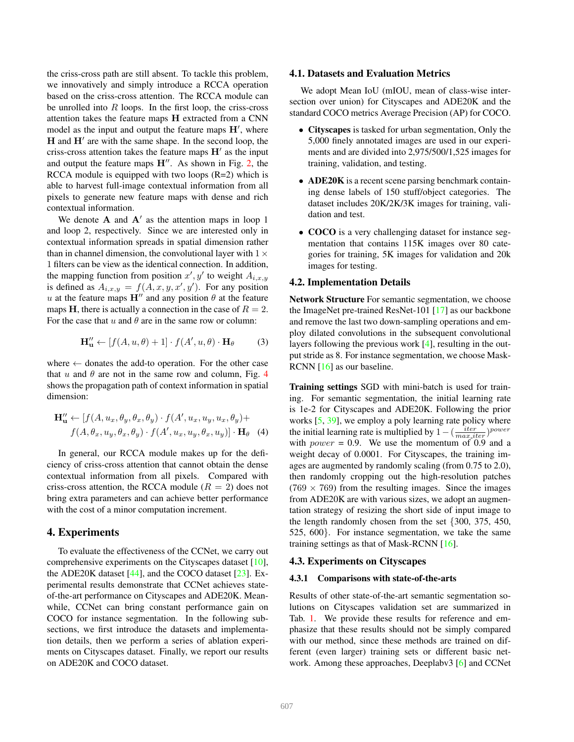the criss-cross path are still absent. To tackle this problem, we innovatively and simply introduce a RCCA operation based on the criss-cross attention. The RCCA module can be unrolled into $R$ loops. In the first loop, the criss-cross attention takes the feature maps $\mathbf{H}$ extracted from a CNN model as the input and output the feature maps $\mathbf{H}'$, where $\mathbf{H}$ and $\mathbf{H}'$ are with the same shape. In the second loop, the criss-cross attention takes the feature maps $\mathbf{H}'$ as the input and output the feature maps $\mathbf{H}''$. As shown in Fig. 2, the RCCA module is equipped with two loops (R=2) which is able to harvest full-image contextual information from all pixels to generate new feature maps with dense and rich contextual information.

We denote $\mathbf{A}$ and $\mathbf{A}'$ as the attention maps in loop 1 and loop 2, respectively. Since we are interested only in contextual information spreads in spatial dimension rather than in channel dimension, the convolutional layer with $1 \times 1$ filters can be view as the identical connection. In addition, the mapping function from position $x', y'$ to weight $A_{i,x,y}$ is defined as $A_{i,x,y} = f(A, x, y, x', y')$. For any position $u$ at the feature maps $\mathbf{H}''$ and any position $\theta$ at the feature maps $\mathbf{H}$, there is actually a connection in the case of $R = 2$. For the case that $u$ and $\theta$ are in the same row or column:

$$\mathbf{H}''_{\mathbf{u}} \leftarrow [f(A, u, \theta) + 1] \cdot f(A', u, \theta) \cdot \mathbf{H}_{\theta} \tag{3}$$

where $\leftarrow$ donates the add-to operation. For the other case that $u$ and $\theta$ are not in the same row and column, Fig. 4 shows the propagation path of context information in spatial dimension:

$$\begin{aligned}\mathbf{H}''_{\mathbf{u}} \leftarrow [&f(A, u_x, \theta_y, \theta_x, \theta_y) \cdot f(A', u_x, u_y, u_x, \theta_y) + \\ &f(A, \theta_x, u_y, \theta_x, \theta_y) \cdot f(A', u_x, u_y, \theta_x, u_y)] \cdot \mathbf{H}_{\theta}\end{aligned} \tag{4}$$

In general, our RCCA module makes up for the deficiency of criss-cross attention that cannot obtain the dense contextual information from all pixels. Compared with criss-cross attention, the RCCA module ($R = 2$) does not bring extra parameters and can achieve better performance with the cost of a minor computation increment.

# 4. Experiments

To evaluate the effectiveness of the CCNet, we carry out comprehensive experiments on the Cityscapes dataset [10], the ADE20K dataset [44], and the COCO dataset [23]. Experimental results demonstrate that CCNet achieves state-of-the-art performance on Cityscapes and ADE20K. Meanwhile, CCNet can bring constant performance gain on COCO for instance segmentation. In the following subsections, we first introduce the datasets and implementation details, then we perform a series of ablation experiments on Cityscapes dataset. Finally, we report our results on ADE20K and COCO dataset.

## 4.1. Datasets and Evaluation Metrics

We adopt Mean IoU (mIOU, mean of class-wise intersection over union) for Cityscapes and ADE20K and the standard COCO metrics Average Precision (AP) for COCO.

- **Cityscapes** is tasked for urban segmentation, Only the 5,000 finely annotated images are used in our experiments and are divided into 2,975/500/1,525 images for training, validation, and testing.
- **ADE20K** is a recent scene parsing benchmark containing dense labels of 150 stuff/object categories. The dataset includes 20K/2K/3K images for training, validation and test.
- **COCO** is a very challenging dataset for instance segmentation that contains 115K images over 80 categories for training, 5K images for validation and 20k images for testing.

## 4.2. Implementation Details

**Network Structure** For semantic segmentation, we choose the ImageNet pre-trained ResNet-101 [17] as our backbone and remove the last two down-sampling operations and employ dilated convolutions in the subsequent convolutional layers following the previous work [4], resulting in the output stride as 8. For instance segmentation, we choose Mask-RCNN [16] as our baseline.

**Training settings** SGD with mini-batch is used for training. For semantic segmentation, the initial learning rate is 1e-2 for Cityscapes and ADE20K. Following the prior works [5, 39], we employ a poly learning rate policy where the initial learning rate is multiplied by $1 - (\frac{iter}{max\_iter})^{power}$ with $power = 0.9$. We use the momentum of 0.9 and a weight decay of 0.0001. For Cityscapes, the training images are augmented by randomly scaling (from 0.75 to 2.0), then randomly cropping out the high-resolution patches ($769 \times 769$) from the resulting images. Since the images from ADE20K are with various sizes, we adopt an augmentation strategy of resizing the short side of input image to the length randomly chosen from the set {300, 375, 450, 525, 600}. For instance segmentation, we take the same training settings as that of Mask-RCNN [16].

## 4.3. Experiments on Cityscapes

### 4.3.1 Comparisons with state-of-the-arts

Results of other state-of-the-art semantic segmentation solutions on Cityscapes validation set are summarized in Tab. 1. We provide these results for reference and emphasize that these results should not be simply compared with our method, since these methods are trained on different (even larger) training sets or different basic network. Among these approaches, Deeplabv3 [6] and CCNet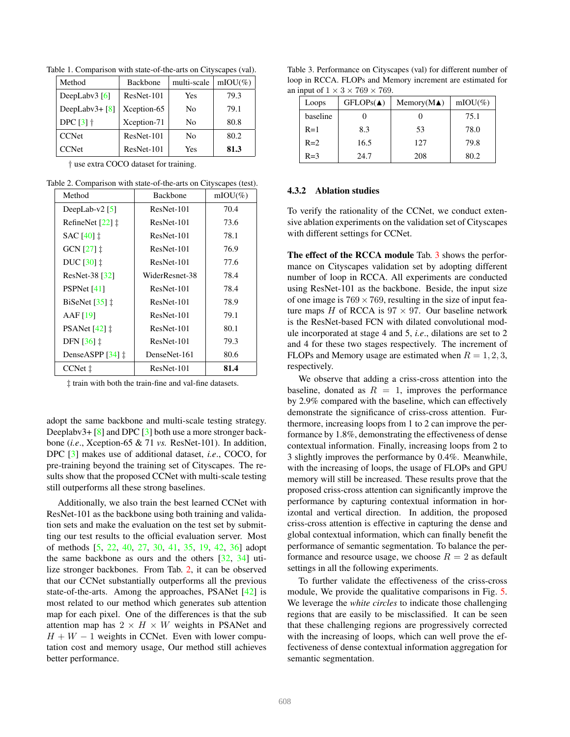Table 1. Comparison with state-of-the-arts on Cityscapes (val).

| Method | Backbone | multi-scale | mIOU(%) |
|---|---|---|---|
| DeepLabv3 [6] | ResNet-101 | Yes | 79.3 |
| DeepLabv3+ [8] | Xception-65 | No | 79.1 |
| DPC [3] † | Xception-71 | No | 80.8 |
| CCNet | ResNet-101 | No | 80.2 |
| CCNet | ResNet-101 | Yes | **81.3** |

† use extra COCO dataset for training.

Table 2. Comparison with state-of-the-arts on Cityscapes (test).

| Method | Backbone | mIOU(%) |
|---|---|---|
| DeepLab-v2 [5] | ResNet-101 | 70.4 |
| RefineNet [22] ‡ | ResNet-101 | 73.6 |
| SAC [40] ‡ | ResNet-101 | 78.1 |
| GCN [27] ‡ | ResNet-101 | 76.9 |
| DUC [30] ‡ | ResNet-101 | 77.6 |
| ResNet-38 [32] | WiderResnet-38 | 78.4 |
| PSPNet [41] | ResNet-101 | 78.4 |
| BiSeNet [35] ‡ | ResNet-101 | 78.9 |
| AAF [19] | ResNet-101 | 79.1 |
| PSANet [42] ‡ | ResNet-101 | 80.1 |
| DFN [36] ‡ | ResNet-101 | 79.3 |
| DenseASPP [34] ‡ | DenseNet-161 | 80.6 |
| CCNet ‡ | ResNet-101 | **81.4** |

‡ train with both the train-fine and val-fine datasets.

adopt the same backbone and multi-scale testing strategy. Deeplabv3+ [8] and DPC [3] both use a more stronger backbone (*i.e*., Xception-65 & 71 *vs.* ResNet-101). In addition, DPC [3] makes use of additional dataset, *i.e*., COCO, for pre-training beyond the training set of Cityscapes. The results show that the proposed CCNet with multi-scale testing still outperforms all these strong baselines.

Additionally, we also train the best learned CCNet with ResNet-101 as the backbone using both training and validation sets and make the evaluation on the test set by submitting our test results to the official evaluation server. Most of methods [5, 22, 40, 27, 30, 41, 35, 19, 42, 36] adopt the same backbone as ours and the others [32, 34] utilize stronger backbones. From Tab. 2, it can be observed that our CCNet substantially outperforms all the previous state-of-the-arts. Among the approaches, PSANet [42] is most related to our method which generates sub attention map for each pixel. One of the differences is that the sub attention map has $2 \times H \times W$ weights in PSANet and $H + W - 1$ weights in CCNet. Even with lower computation cost and memory usage, Our method still achieves better performance.

Table 3. Performance on Cityscapes (val) for different number of loop in RCCA. FLOPs and Memory increment are estimated for an input of $1 \times 3 \times 769 \times 769$.

| Loops | GFLOPs(▲) | Memory(M▲) | mIOU(%) |
|---|---|---|---|
| baseline | 0 | 0 | 75.1 |
| R=1 | 8.3 | 53 | 78.0 |
| R=2 | 16.5 | 127 | 79.8 |
| R=3 | 24.7 | 208 | 80.2 |

#### 4.3.2 Ablation studies

To verify the rationality of the CCNet, we conduct extensive ablation experiments on the validation set of Cityscapes with different settings for CCNet.

**The effect of the RCCA module** Tab. 3 shows the performance on Cityscapes validation set by adopting different number of loop in RCCA. All experiments are conducted using ResNet-101 as the backbone. Beside, the input size of one image is $769 \times 769$, resulting in the size of input feature maps $H$ of RCCA is $97 \times 97$. Our baseline network is the ResNet-based FCN with dilated convolutional module incorporated at stage 4 and 5, *i.e*., dilations are set to 2 and 4 for these two stages respectively. The increment of FLOPs and Memory usage are estimated when $R = 1, 2, 3$, respectively.

We observe that adding a criss-cross attention into the baseline, donated as $R = 1$, improves the performance by 2.9% compared with the baseline, which can effectively demonstrate the significance of criss-cross attention. Furthermore, increasing loops from 1 to 2 can improve the performance by 1.8%, demonstrating the effectiveness of dense contextual information. Finally, increasing loops from 2 to 3 slightly improves the performance by 0.4%. Meanwhile, with the increasing of loops, the usage of FLOPs and GPU memory will still be increased. These results prove that the proposed criss-cross attention can significantly improve the performance by capturing contextual information in horizontal and vertical direction. In addition, the proposed criss-cross attention is effective in capturing the dense and global contextual information, which can finally benefit the performance of semantic segmentation. To balance the performance and resource usage, we choose $R = 2$ as default settings in all the following experiments.

To further validate the effectiveness of the criss-cross module, We provide the qualitative comparisons in Fig. 5. We leverage the *white circles* to indicate those challenging regions that are easily to be misclassified. It can be seen that these challenging regions are progressively corrected with the increasing of loops, which can well prove the effectiveness of dense contextual information aggregation for semantic segmentation.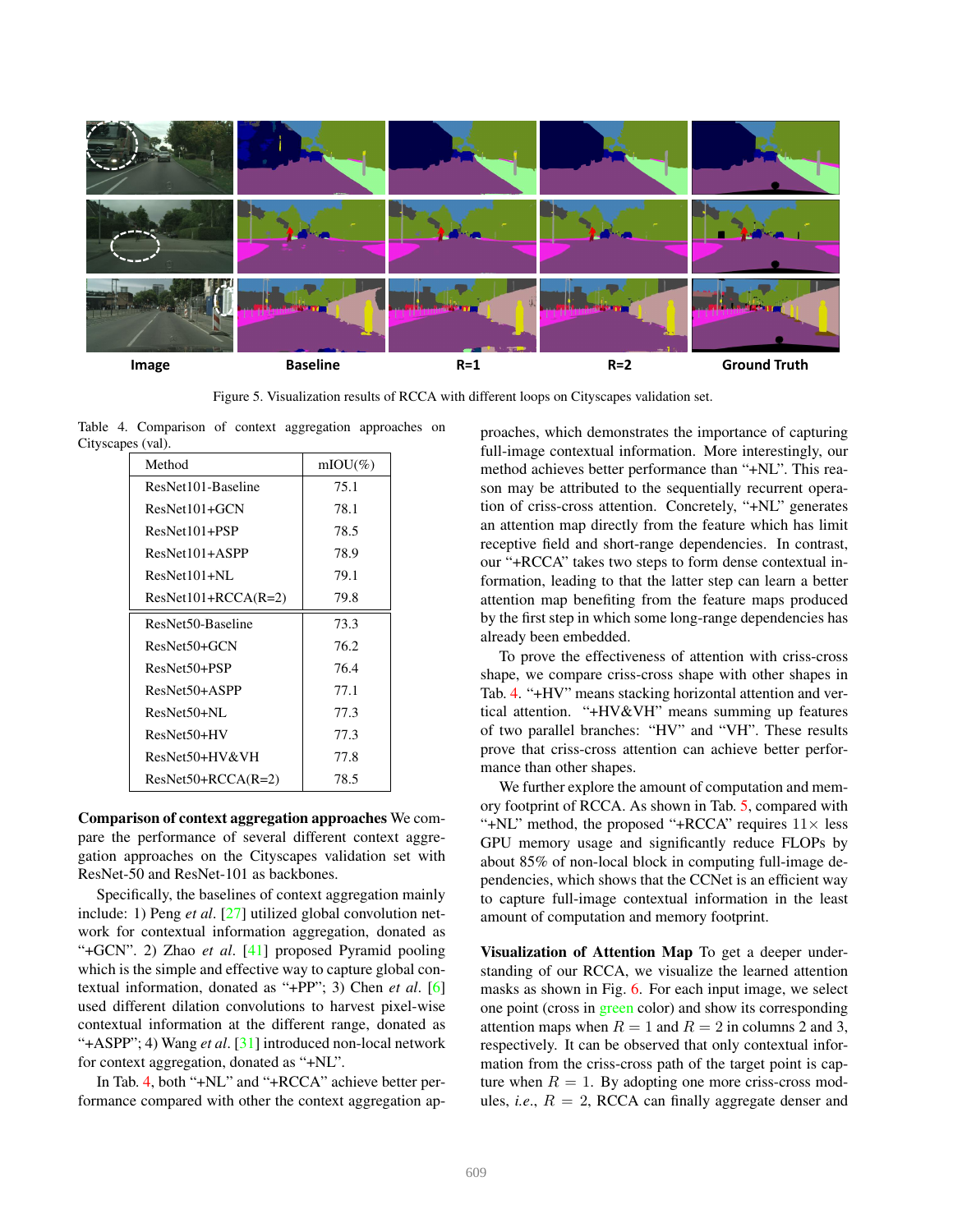Figure 5. Visualization results of RCCA with different loops on Cityscapes validation set.

Table 4. Comparison of context aggregation approaches on Cityscapes (val).

| Method | mIOU(%) |
|---|---|
| ResNet101-Baseline | 75.1 |
| ResNet101+GCN | 78.1 |
| ResNet101+PSP | 78.5 |
| ResNet101+ASPP | 78.9 |
| ResNet101+NL | 79.1 |
| ResNet101+RCCA(R=2) | 79.8 |
| ResNet50-Baseline | 73.3 |
| ResNet50+GCN | 76.2 |
| ResNet50+PSP | 76.4 |
| ResNet50+ASPP | 77.1 |
| ResNet50+NL | 77.3 |
| ResNet50+HV | 77.3 |
| ResNet50+HV&VH | 77.8 |
| ResNet50+RCCA(R=2) | 78.5 |

**Comparison of context aggregation approaches** We compare the performance of several different context aggregation approaches on the Cityscapes validation set with ResNet-50 and ResNet-101 as backbones.

Specifically, the baselines of context aggregation mainly include: 1) Peng *et al*. [27] utilized global convolution network for contextual information aggregation, donated as "+GCN". 2) Zhao *et al*. [41] proposed Pyramid pooling which is the simple and effective way to capture global contextual information, donated as "+PP"; 3) Chen *et al*. [6] used different dilation convolutions to harvest pixel-wise contextual information at the different range, donated as "+ASPP"; 4) Wang *et al*. [31] introduced non-local network for context aggregation, donated as "+NL".

In Tab. 4, both "+NL" and "+RCCA" achieve better performance compared with other the context aggregation approaches, which demonstrates the importance of capturing full-image contextual information. More interestingly, our method achieves better performance than "+NL". This reason may be attributed to the sequentially recurrent operation of criss-cross attention. Concretely, "+NL" generates an attention map directly from the feature which has limit receptive field and short-range dependencies. In contrast, our "+RCCA" takes two steps to form dense contextual information, leading to that the latter step can learn a better attention map benefiting from the feature maps produced by the first step in which some long-range dependencies has already been embedded.

To prove the effectiveness of attention with criss-cross shape, we compare criss-cross shape with other shapes in Tab. 4. "+HV" means stacking horizontal attention and vertical attention. "+HV&VH" means summing up features of two parallel branches: "HV" and "VH". These results prove that criss-cross attention can achieve better performance than other shapes.

We further explore the amount of computation and memory footprint of RCCA. As shown in Tab. 5, compared with "+NL" method, the proposed "+RCCA" requires $11\times$ less GPU memory usage and significantly reduce FLOPs by about 85% of non-local block in computing full-image dependencies, which shows that the CCNet is an efficient way to capture full-image contextual information in the least amount of computation and memory footprint.

**Visualization of Attention Map** To get a deeper understanding of our RCCA, we visualize the learned attention masks as shown in Fig. 6. For each input image, we select one point (cross in green color) and show its corresponding attention maps when $R = 1$ and $R = 2$ in columns 2 and 3, respectively. It can be observed that only contextual information from the criss-cross path of the target point is capture when $R = 1$. By adopting one more criss-cross modules, *i.e.*, $R = 2$, RCCA can finally aggregate denser and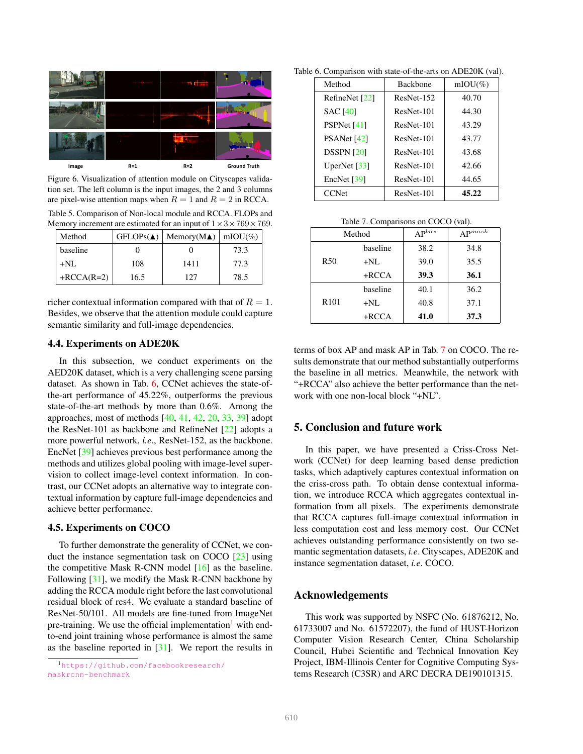Figure 6. Visualization of attention module on Cityscapes validation set. The left column is the input images, the 2 and 3 columns are pixel-wise attention maps when $R = 1$ and $R = 2$ in RCCA.

Table 5. Comparison of Non-local module and RCCA. FLOPs and Memory increment are estimated for an input of $1 \times 3 \times 769 \times 769$.

| Method | GFLOPs(▲) | Memory(M▲) | mIOU(%) |
|---|---|---|---|
| baseline | 0 | 0 | 73.3 |
| +NL | 108 | 1411 | 77.3 |
| +RCCA(R=2) | 16.5 | 127 | 78.5 |

richer contextual information compared with that of $R = 1$. Besides, we observe that the attention module could capture semantic similarity and full-image dependencies.

### 4.4. Experiments on ADE20K

In this subsection, we conduct experiments on the AED20K dataset, which is a very challenging scene parsing dataset. As shown in Tab. 6, CCNet achieves the state-of-the-art performance of 45.22%, outperforms the previous state-of-the-art methods by more than 0.6%. Among the approaches, most of methods [40, 41, 42, 20, 33, 39] adopt the ResNet-101 as backbone and RefineNet [22] adopts a more powerful network, *i.e*., ResNet-152, as the backbone. EncNet [39] achieves previous best performance among the methods and utilizes global pooling with image-level supervision to collect image-level context information. In contrast, our CCNet adopts an alternative way to integrate contextual information by capture full-image dependencies and achieve better performance.

### 4.5. Experiments on COCO

To further demonstrate the generality of CCNet, we conduct the instance segmentation task on COCO [23] using the competitive Mask R-CNN model [16] as the baseline. Following [31], we modify the Mask R-CNN backbone by adding the RCCA module right before the last convolutional residual block of res4. We evaluate a standard baseline of ResNet-50/101. All models are fine-tuned from ImageNet pre-training. We use the official implementation[1] with end-to-end joint training whose performance is almost the same as the baseline reported in [31]. We report the results in terms of box AP and mask AP in Tab. 7 on COCO. The results demonstrate that our method substantially outperforms the baseline in all metrics. Meanwhile, the network with "+RCCA" also achieve the better performance than the network with one non-local block "+NL".

[1] https://github.com/facebookresearch/maskrcnn-benchmark

Table 6. Comparison with state-of-the-arts on ADE20K (val).

| Method | Backbone | mIOU(%) |
|---|---|---|
| RefineNet [22] | ResNet-152 | 40.70 |
| SAC [40] | ResNet-101 | 44.30 |
| PSPNet [41] | ResNet-101 | 43.29 |
| PSANet [42] | ResNet-101 | 43.77 |
| DSSPN [20] | ResNet-101 | 43.68 |
| UperNet [33] | ResNet-101 | 42.66 |
| EncNet [39] | ResNet-101 | 44.65 |
| CCNet | ResNet-101 | **45.22** |

Table 7. Comparisons on COCO (val).

| Method | | $AP^{box}$ | $AP^{mask}$ |
|---|---|---|---|
| R50 | baseline | 38.2 | 34.8 |
| | +NL | 39.0 | 35.5 |
| | +RCCA | **39.3** | **36.1** |
| R101 | baseline | 40.1 | 36.2 |
| | +NL | 40.8 | 37.1 |
| | +RCCA | **41.0** | **37.3** |

## 5. Conclusion and future work

In this paper, we have presented a Criss-Cross Network (CCNet) for deep learning based dense prediction tasks, which adaptively captures contextual information on the criss-cross path. To obtain dense contextual information, we introduce RCCA which aggregates contextual information from all pixels. The experiments demonstrate that RCCA captures full-image contextual information in less computation cost and less memory cost. Our CCNet achieves outstanding performance consistently on two semantic segmentation datasets, *i.e*. Cityscapes, ADE20K and instance segmentation dataset, *i.e*. COCO.

## Acknowledgements

This work was supported by NSFC (No. 61876212, No. 61733007 and No. 61572207), the fund of HUST-Horizon Computer Vision Research Center, China Scholarship Council, Hubei Scientific and Technical Innovation Key Project, IBM-Illinois Center for Cognitive Computing Systems Research (C3SR) and ARC DECRA DE190101315.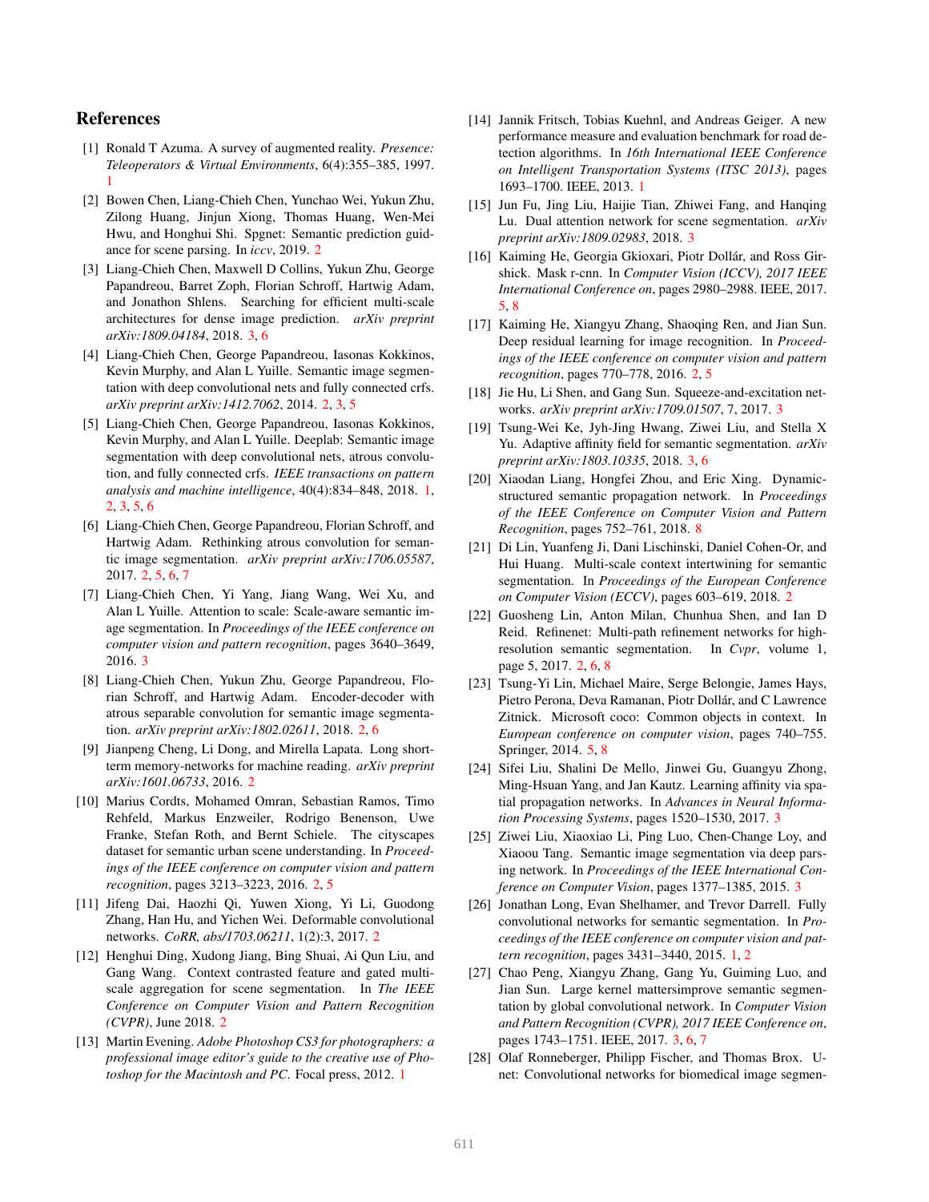## References

[1] Ronald T Azuma. A survey of augmented reality. *Presence: Teleoperators & Virtual Environments*, 6(4):355–385, 1997. 1

[2] Bowen Chen, Liang-Chieh Chen, Yunchao Wei, Yukun Zhu, Zilong Huang, Jinjun Xiong, Thomas Huang, Wen-Mei Hwu, and Honghui Shi. Spgnet: Semantic prediction guidance for scene parsing. In *iccv*, 2019. 2

[3] Liang-Chieh Chen, Maxwell D Collins, Yukun Zhu, George Papandreou, Barret Zoph, Florian Schroff, Hartwig Adam, and Jonathon Shlens. Searching for efficient multi-scale architectures for dense image prediction. *arXiv preprint arXiv:1809.04184*, 2018. 3, 6

[4] Liang-Chieh Chen, George Papandreou, Iasonas Kokkinos, Kevin Murphy, and Alan L Yuille. Semantic image segmentation with deep convolutional nets and fully connected crfs. *arXiv preprint arXiv:1412.7062*, 2014. 2, 3, 5

[5] Liang-Chieh Chen, George Papandreou, Iasonas Kokkinos, Kevin Murphy, and Alan L Yuille. Deeplab: Semantic image segmentation with deep convolutional nets, atrous convolution, and fully connected crfs. *IEEE transactions on pattern analysis and machine intelligence*, 40(4):834–848, 2018. 1, 2, 3, 5, 6

[6] Liang-Chieh Chen, George Papandreou, Florian Schroff, and Hartwig Adam. Rethinking atrous convolution for semantic image segmentation. *arXiv preprint arXiv:1706.05587*, 2017. 2, 5, 6, 7

[7] Liang-Chieh Chen, Yi Yang, Jiang Wang, Wei Xu, and Alan L Yuille. Attention to scale: Scale-aware semantic image segmentation. In *Proceedings of the IEEE conference on computer vision and pattern recognition*, pages 3640–3649, 2016. 3

[8] Liang-Chieh Chen, Yukun Zhu, George Papandreou, Florian Schroff, and Hartwig Adam. Encoder-decoder with atrous separable convolution for semantic image segmentation. *arXiv preprint arXiv:1802.02611*, 2018. 2, 6

[9] Jianpeng Cheng, Li Dong, and Mirella Lapata. Long short-term memory-networks for machine reading. *arXiv preprint arXiv:1601.06733*, 2016. 2

[10] Marius Cordts, Mohamed Omran, Sebastian Ramos, Timo Rehfeld, Markus Enzweiler, Rodrigo Benenson, Uwe Franke, Stefan Roth, and Bernt Schiele. The cityscapes dataset for semantic urban scene understanding. In *Proceedings of the IEEE conference on computer vision and pattern recognition*, pages 3213–3223, 2016. 2, 5

[11] Jifeng Dai, Haozhi Qi, Yuwen Xiong, Yi Li, Guodong Zhang, Han Hu, and Yichen Wei. Deformable convolutional networks. *CoRR, abs/1703.06211*, 1(2):3, 2017. 2

[12] Henghui Ding, Xudong Jiang, Bing Shuai, Ai Qun Liu, and Gang Wang. Context contrasted feature and gated multi-scale aggregation for scene segmentation. In *The IEEE Conference on Computer Vision and Pattern Recognition (CVPR)*, June 2018. 2

[13] Martin Evening. *Adobe Photoshop CS3 for photographers: a professional image editor's guide to the creative use of Photoshop for the Macintosh and PC*. Focal press, 2012. 1

[14] Jannik Fritsch, Tobias Kuehnl, and Andreas Geiger. A new performance measure and evaluation benchmark for road detection algorithms. In *16th International IEEE Conference on Intelligent Transportation Systems (ITSC 2013)*, pages 1693–1700. IEEE, 2013. 1

[15] Jun Fu, Jing Liu, Haijie Tian, Zhiwei Fang, and Hanqing Lu. Dual attention network for scene segmentation. *arXiv preprint arXiv:1809.02983*, 2018. 3

[16] Kaiming He, Georgia Gkioxari, Piotr Dollár, and Ross Girshick. Mask r-cnn. In *Computer Vision (ICCV), 2017 IEEE International Conference on*, pages 2980–2988. IEEE, 2017. 5, 8

[17] Kaiming He, Xiangyu Zhang, Shaoqing Ren, and Jian Sun. Deep residual learning for image recognition. In *Proceedings of the IEEE conference on computer vision and pattern recognition*, pages 770–778, 2016. 2, 5

[18] Jie Hu, Li Shen, and Gang Sun. Squeeze-and-excitation networks. *arXiv preprint arXiv:1709.01507*, 7, 2017. 3

[19] Tsung-Wei Ke, Jyh-Jing Hwang, Ziwei Liu, and Stella X Yu. Adaptive affinity field for semantic segmentation. *arXiv preprint arXiv:1803.10335*, 2018. 3, 6

[20] Xiaodan Liang, Hongfei Zhou, and Eric Xing. Dynamic-structured semantic propagation network. In *Proceedings of the IEEE Conference on Computer Vision and Pattern Recognition*, pages 752–761, 2018. 8

[21] Di Lin, Yuanfeng Ji, Dani Lischinski, Daniel Cohen-Or, and Hui Huang. Multi-scale context intertwining for semantic segmentation. In *Proceedings of the European Conference on Computer Vision (ECCV)*, pages 603–619, 2018. 2

[22] Guosheng Lin, Anton Milan, Chunhua Shen, and Ian D Reid. Refinenet: Multi-path refinement networks for high-resolution semantic segmentation. In *Cvpr*, volume 1, page 5, 2017. 2, 6, 8

[23] Tsung-Yi Lin, Michael Maire, Serge Belongie, James Hays, Pietro Perona, Deva Ramanan, Piotr Dollár, and C Lawrence Zitnick. Microsoft coco: Common objects in context. In *European conference on computer vision*, pages 740–755. Springer, 2014. 5, 8

[24] Sifei Liu, Shalini De Mello, Jinwei Gu, Guangyu Zhong, Ming-Hsuan Yang, and Jan Kautz. Learning affinity via spatial propagation networks. In *Advances in Neural Information Processing Systems*, pages 1520–1530, 2017. 3

[25] Ziwei Liu, Xiaoxiao Li, Ping Luo, Chen-Change Loy, and Xiaoou Tang. Semantic image segmentation via deep parsing network. In *Proceedings of the IEEE International Conference on Computer Vision*, pages 1377–1385, 2015. 3

[26] Jonathan Long, Evan Shelhamer, and Trevor Darrell. Fully convolutional networks for semantic segmentation. In *Proceedings of the IEEE conference on computer vision and pattern recognition*, pages 3431–3440, 2015. 1, 2

[27] Chao Peng, Xiangyu Zhang, Gang Yu, Guiming Luo, and Jian Sun. Large kernel mattersimprove semantic segmentation by global convolutional network. In *Computer Vision and Pattern Recognition (CVPR), 2017 IEEE Conference on*, pages 1743–1751. IEEE, 2017. 3, 6, 7

[28] Olaf Ronneberger, Philipp Fischer, and Thomas Brox. U-net: Convolutional networks for biomedical image segmen-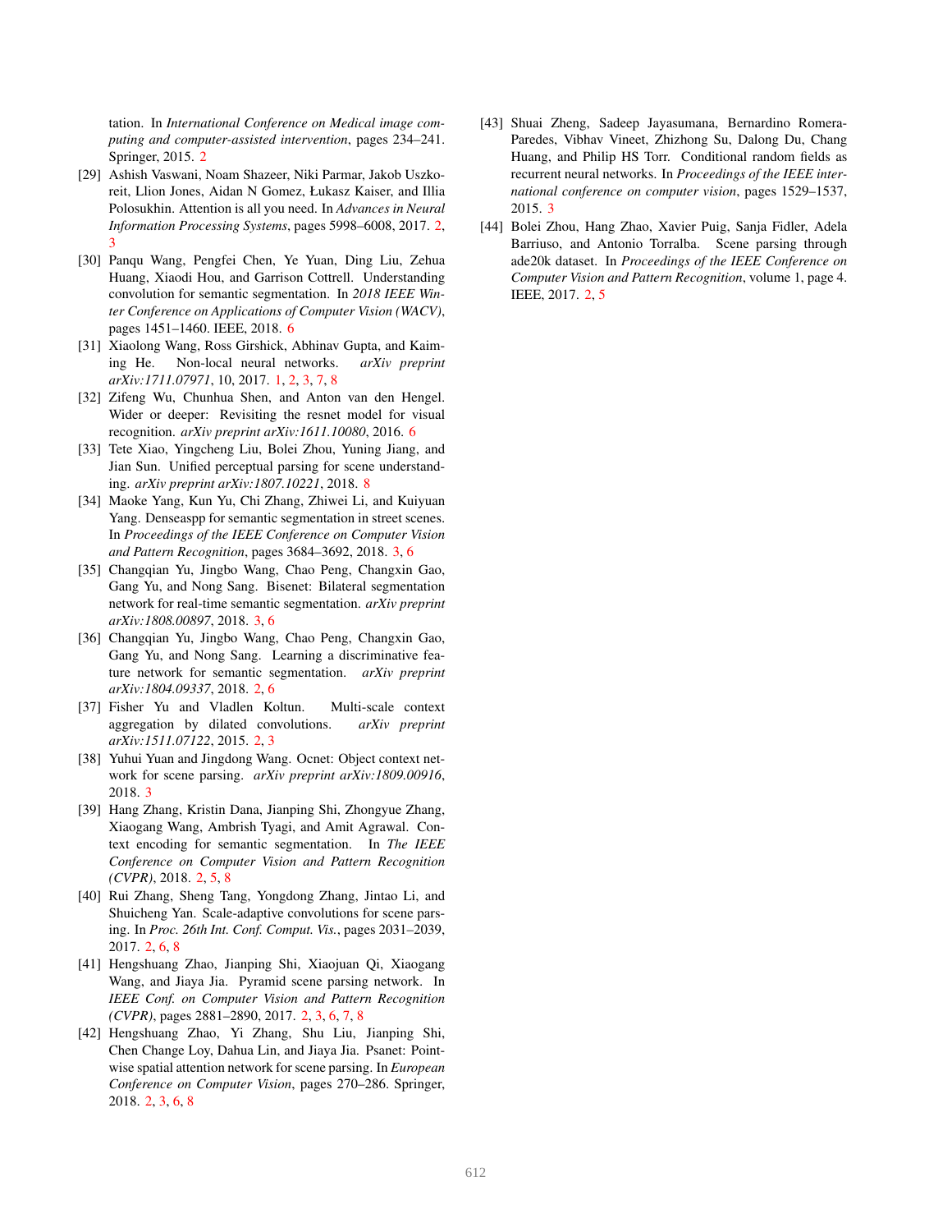tation. In *International Conference on Medical image computing and computer-assisted intervention*, pages 234–241. Springer, 2015. 2

[29] Ashish Vaswani, Noam Shazeer, Niki Parmar, Jakob Uszkoreit, Llion Jones, Aidan N Gomez, Łukasz Kaiser, and Illia Polosukhin. Attention is all you need. In *Advances in Neural Information Processing Systems*, pages 5998–6008, 2017. 2, 3

[30] Panqu Wang, Pengfei Chen, Ye Yuan, Ding Liu, Zehua Huang, Xiaodi Hou, and Garrison Cottrell. Understanding convolution for semantic segmentation. In *2018 IEEE Winter Conference on Applications of Computer Vision (WACV)*, pages 1451–1460. IEEE, 2018. 6

[31] Xiaolong Wang, Ross Girshick, Abhinav Gupta, and Kaiming He. Non-local neural networks. *arXiv preprint arXiv:1711.07971*, 10, 2017. 1, 2, 3, 7, 8

[32] Zifeng Wu, Chunhua Shen, and Anton van den Hengel. Wider or deeper: Revisiting the resnet model for visual recognition. *arXiv preprint arXiv:1611.10080*, 2016. 6

[33] Tete Xiao, Yingcheng Liu, Bolei Zhou, Yuning Jiang, and Jian Sun. Unified perceptual parsing for scene understanding. *arXiv preprint arXiv:1807.10221*, 2018. 8

[34] Maoke Yang, Kun Yu, Chi Zhang, Zhiwei Li, and Kuiyuan Yang. Denseaspp for semantic segmentation in street scenes. In *Proceedings of the IEEE Conference on Computer Vision and Pattern Recognition*, pages 3684–3692, 2018. 3, 6

[35] Changqian Yu, Jingbo Wang, Chao Peng, Changxin Gao, Gang Yu, and Nong Sang. Bisenet: Bilateral segmentation network for real-time semantic segmentation. *arXiv preprint arXiv:1808.00897*, 2018. 3, 6

[36] Changqian Yu, Jingbo Wang, Chao Peng, Changxin Gao, Gang Yu, and Nong Sang. Learning a discriminative feature network for semantic segmentation. *arXiv preprint arXiv:1804.09337*, 2018. 2, 6

[37] Fisher Yu and Vladlen Koltun. Multi-scale context aggregation by dilated convolutions. *arXiv preprint arXiv:1511.07122*, 2015. 2, 3

[38] Yuhui Yuan and Jingdong Wang. Ocnet: Object context network for scene parsing. *arXiv preprint arXiv:1809.00916*, 2018. 3

[39] Hang Zhang, Kristin Dana, Jianping Shi, Zhongyue Zhang, Xiaogang Wang, Ambrish Tyagi, and Amit Agrawal. Context encoding for semantic segmentation. In *The IEEE Conference on Computer Vision and Pattern Recognition (CVPR)*, 2018. 2, 5, 8

[40] Rui Zhang, Sheng Tang, Yongdong Zhang, Jintao Li, and Shuicheng Yan. Scale-adaptive convolutions for scene parsing. In *Proc. 26th Int. Conf. Comput. Vis.*, pages 2031–2039, 2017. 2, 6, 8

[41] Hengshuang Zhao, Jianping Shi, Xiaojuan Qi, Xiaogang Wang, and Jiaya Jia. Pyramid scene parsing network. In *IEEE Conf. on Computer Vision and Pattern Recognition (CVPR)*, pages 2881–2890, 2017. 2, 3, 6, 7, 8

[42] Hengshuang Zhao, Yi Zhang, Shu Liu, Jianping Shi, Chen Change Loy, Dahua Lin, and Jiaya Jia. Psanet: Point-wise spatial attention network for scene parsing. In *European Conference on Computer Vision*, pages 270–286. Springer, 2018. 2, 3, 6, 8

[43] Shuai Zheng, Sadeep Jayasumana, Bernardino Romera-Paredes, Vibhav Vineet, Zhizhong Su, Dalong Du, Chang Huang, and Philip HS Torr. Conditional random fields as recurrent neural networks. In *Proceedings of the IEEE international conference on computer vision*, pages 1529–1537, 2015. 3

[44] Bolei Zhou, Hang Zhao, Xavier Puig, Sanja Fidler, Adela Barriuso, and Antonio Torralba. Scene parsing through ade20k dataset. In *Proceedings of the IEEE Conference on Computer Vision and Pattern Recognition*, volume 1, page 4. IEEE, 2017. 2, 5